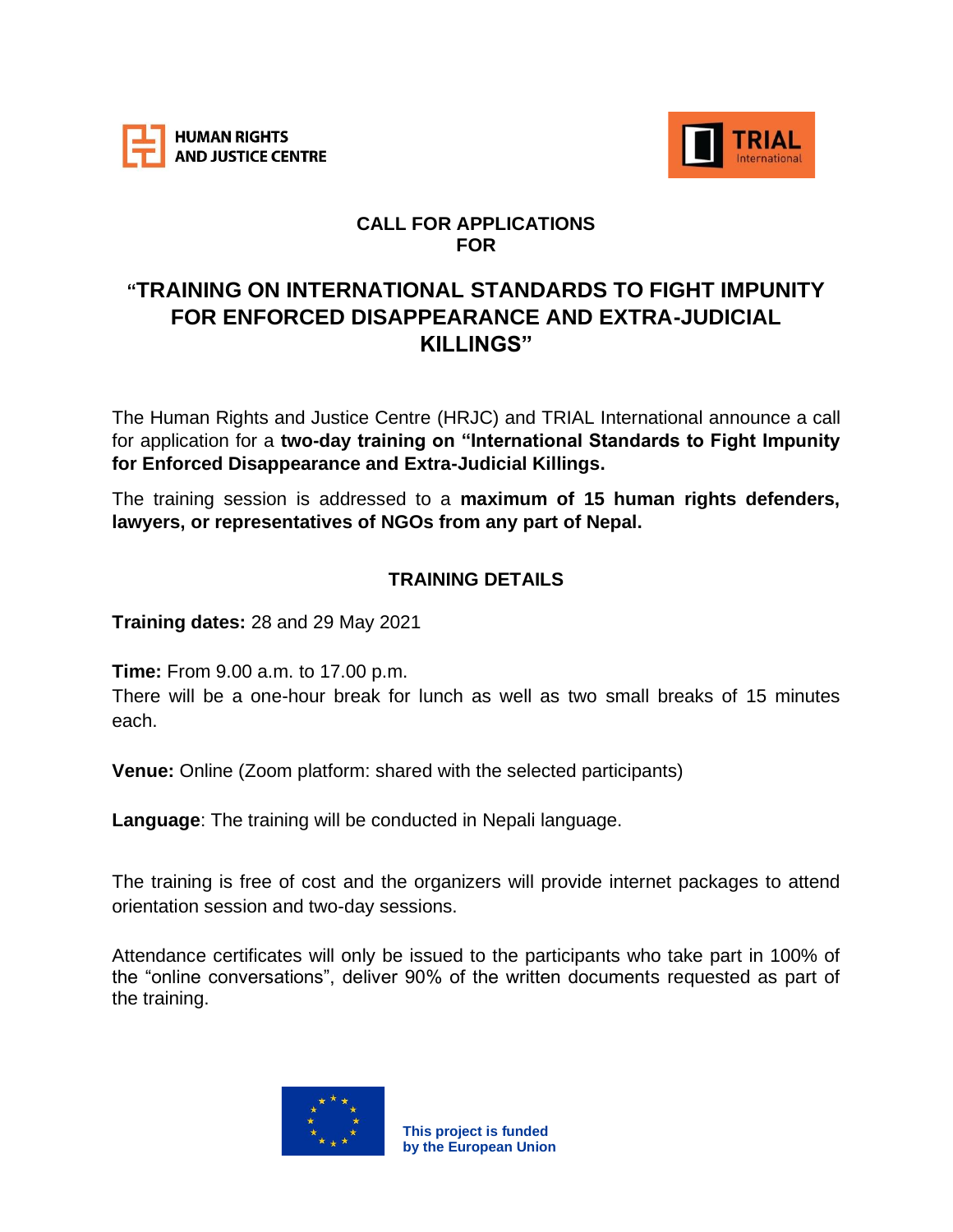HUMAN RIGHTS AND JUSTICE CENTRE

TRIAL International

# CALL FOR APPLICATIONS FOR

# "TRAINING ON INTERNATIONAL STANDARDS TO FIGHT IMPUNITY FOR ENFORCED DISAPPEARANCE AND EXTRA-JUDICIAL KILLINGS"

The Human Rights and Justice Centre (HRJC) and TRIAL International announce a call for application for a **two-day training on "International Standards to Fight Impunity for Enforced Disappearance and Extra-Judicial Killings.**

The training session is addressed to a **maximum of 15 human rights defenders, lawyers, or representatives of NGOs from any part of Nepal.**

## TRAINING DETAILS

**Training dates:** 28 and 29 May 2021

**Time:** From 9.00 a.m. to 17.00 p.m.
There will be a one-hour break for lunch as well as two small breaks of 15 minutes each.

**Venue:** Online (Zoom platform: shared with the selected participants)

**Language**: The training will be conducted in Nepali language.

The training is free of cost and the organizers will provide internet packages to attend orientation session and two-day sessions.

Attendance certificates will only be issued to the participants who take part in 100% of the "online conversations", deliver 90% of the written documents requested as part of the training.

This project is funded by the European Union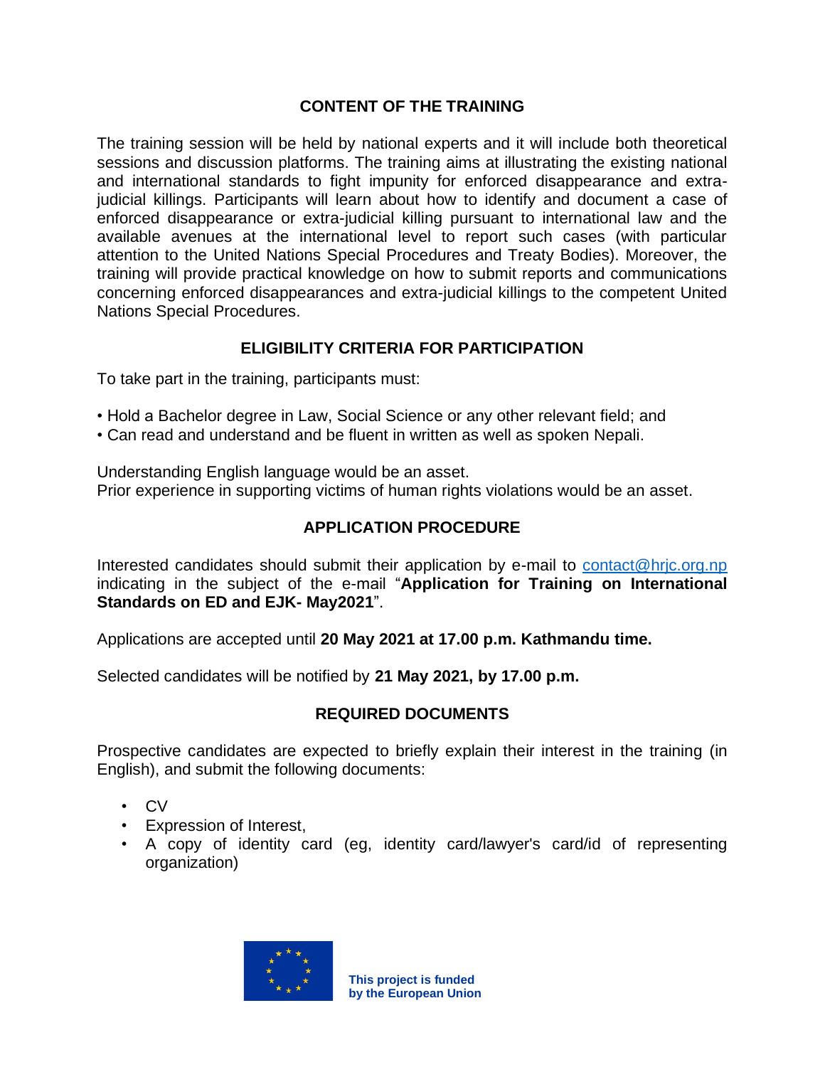## CONTENT OF THE TRAINING

The training session will be held by national experts and it will include both theoretical sessions and discussion platforms. The training aims at illustrating the existing national and international standards to fight impunity for enforced disappearance and extra-judicial killings. Participants will learn about how to identify and document a case of enforced disappearance or extra-judicial killing pursuant to international law and the available avenues at the international level to report such cases (with particular attention to the United Nations Special Procedures and Treaty Bodies). Moreover, the training will provide practical knowledge on how to submit reports and communications concerning enforced disappearances and extra-judicial killings to the competent United Nations Special Procedures.

## ELIGIBILITY CRITERIA FOR PARTICIPATION

To take part in the training, participants must:

- Hold a Bachelor degree in Law, Social Science or any other relevant field; and
- Can read and understand and be fluent in written as well as spoken Nepali.

Understanding English language would be an asset.
Prior experience in supporting victims of human rights violations would be an asset.

## APPLICATION PROCEDURE

Interested candidates should submit their application by e-mail to contact@hrjc.org.np indicating in the subject of the e-mail "**Application for Training on International Standards on ED and EJK- May2021**".

Applications are accepted until **20 May 2021 at 17.00 p.m. Kathmandu time.**

Selected candidates will be notified by **21 May 2021, by 17.00 p.m.**

## REQUIRED DOCUMENTS

Prospective candidates are expected to briefly explain their interest in the training (in English), and submit the following documents:

- CV
- Expression of Interest,
- A copy of identity card (eg, identity card/lawyer's card/id of representing organization)

**This project is funded by the European Union**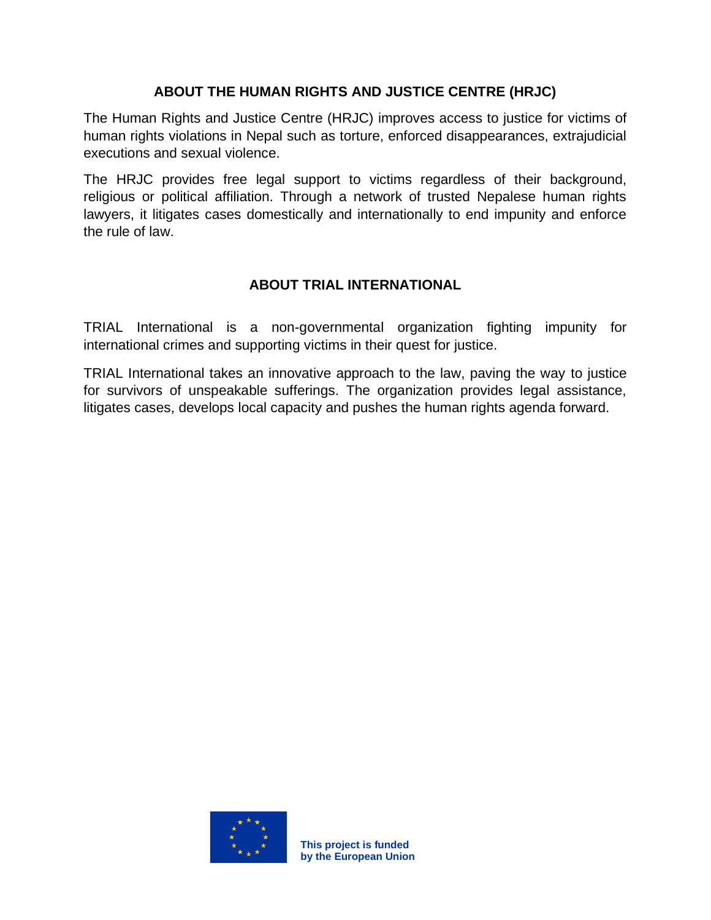## ABOUT THE HUMAN RIGHTS AND JUSTICE CENTRE (HRJC)

The Human Rights and Justice Centre (HRJC) improves access to justice for victims of human rights violations in Nepal such as torture, enforced disappearances, extrajudicial executions and sexual violence.

The HRJC provides free legal support to victims regardless of their background, religious or political affiliation. Through a network of trusted Nepalese human rights lawyers, it litigates cases domestically and internationally to end impunity and enforce the rule of law.

## ABOUT TRIAL INTERNATIONAL

TRIAL International is a non-governmental organization fighting impunity for international crimes and supporting victims in their quest for justice.

TRIAL International takes an innovative approach to the law, paving the way to justice for survivors of unspeakable sufferings. The organization provides legal assistance, litigates cases, develops local capacity and pushes the human rights agenda forward.

**This project is funded by the European Union**